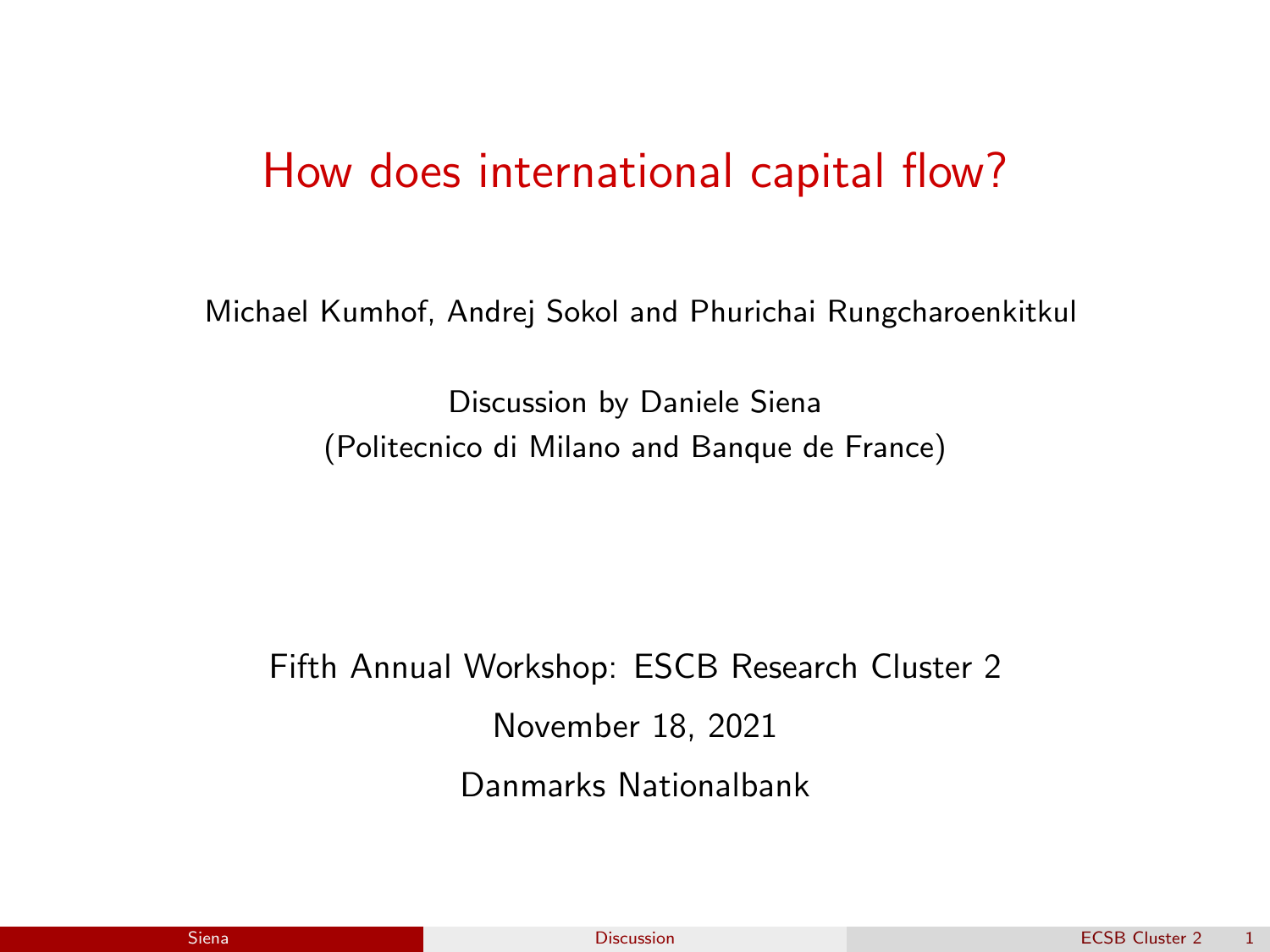# How does international capital flow?

Michael Kumhof, Andrej Sokol and Phurichai Rungcharoenkitkul

Discussion by Daniele Siena
(Politecnico di Milano and Banque de France)

Fifth Annual Workshop: ESCB Research Cluster 2

November 18, 2021

Danmarks Nationalbank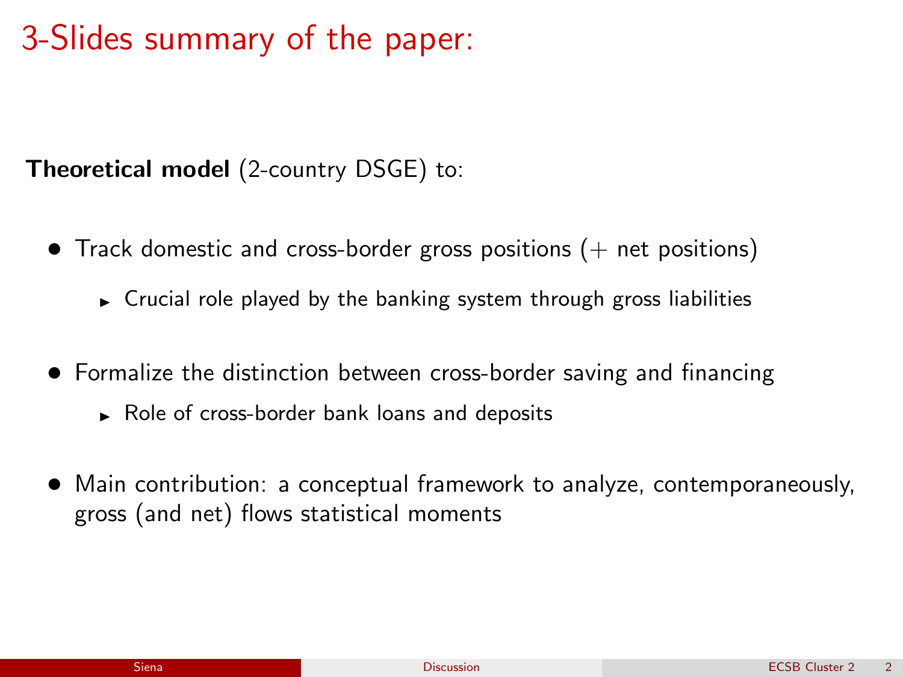# 3-Slides summary of the paper:

**Theoretical model** (2-country DSGE) to:

- Track domestic and cross-border gross positions (+ net positions)
  - Crucial role played by the banking system through gross liabilities
- Formalize the distinction between cross-border saving and financing
  - Role of cross-border bank loans and deposits
- Main contribution: a conceptual framework to analyze, contemporaneously, gross (and net) flows statistical moments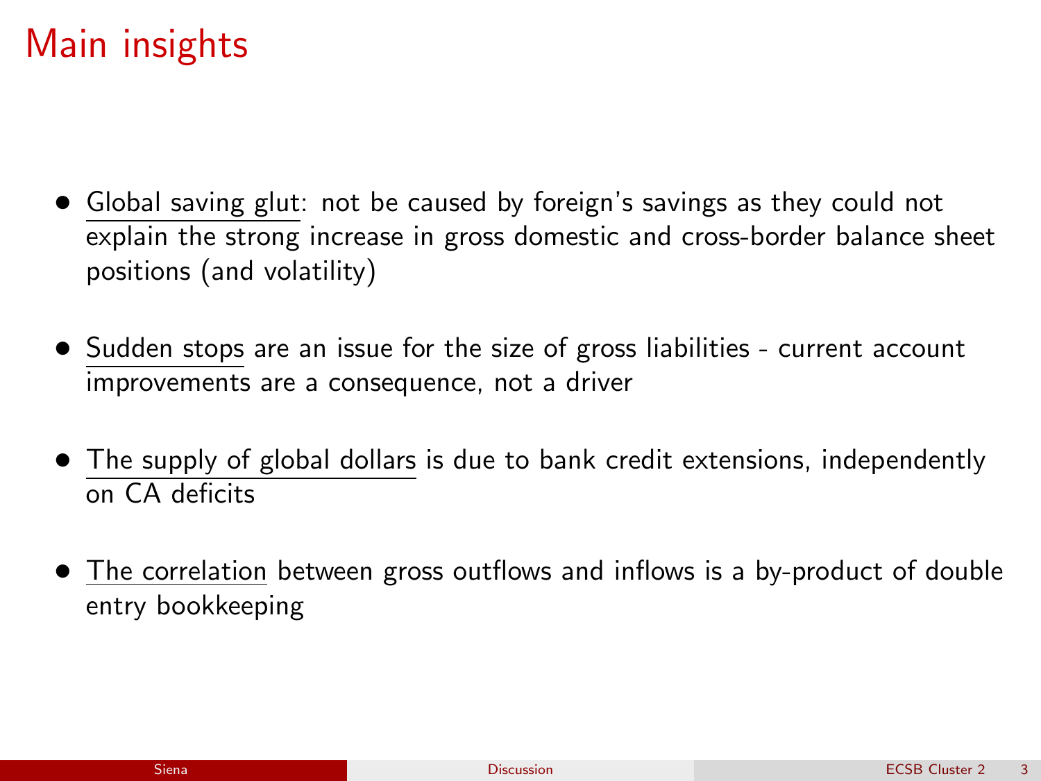# Main insights

- Global saving glut: not be caused by foreign's savings as they could not explain the strong increase in gross domestic and cross-border balance sheet positions (and volatility)

- Sudden stops are an issue for the size of gross liabilities - current account improvements are a consequence, not a driver

- The supply of global dollars is due to bank credit extensions, independently on CA deficits

- The correlation between gross outflows and inflows is a by-product of double entry bookkeeping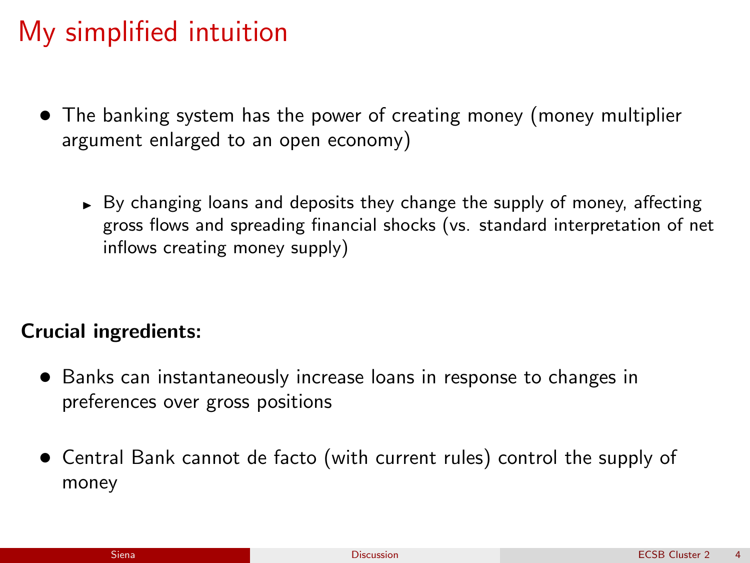# My simplified intuition

- The banking system has the power of creating money (money multiplier argument enlarged to an open economy)
  - By changing loans and deposits they change the supply of money, affecting gross flows and spreading financial shocks (vs. standard interpretation of net inflows creating money supply)

**Crucial ingredients:**

- Banks can instantaneously increase loans in response to changes in preferences over gross positions
- Central Bank cannot de facto (with current rules) control the supply of money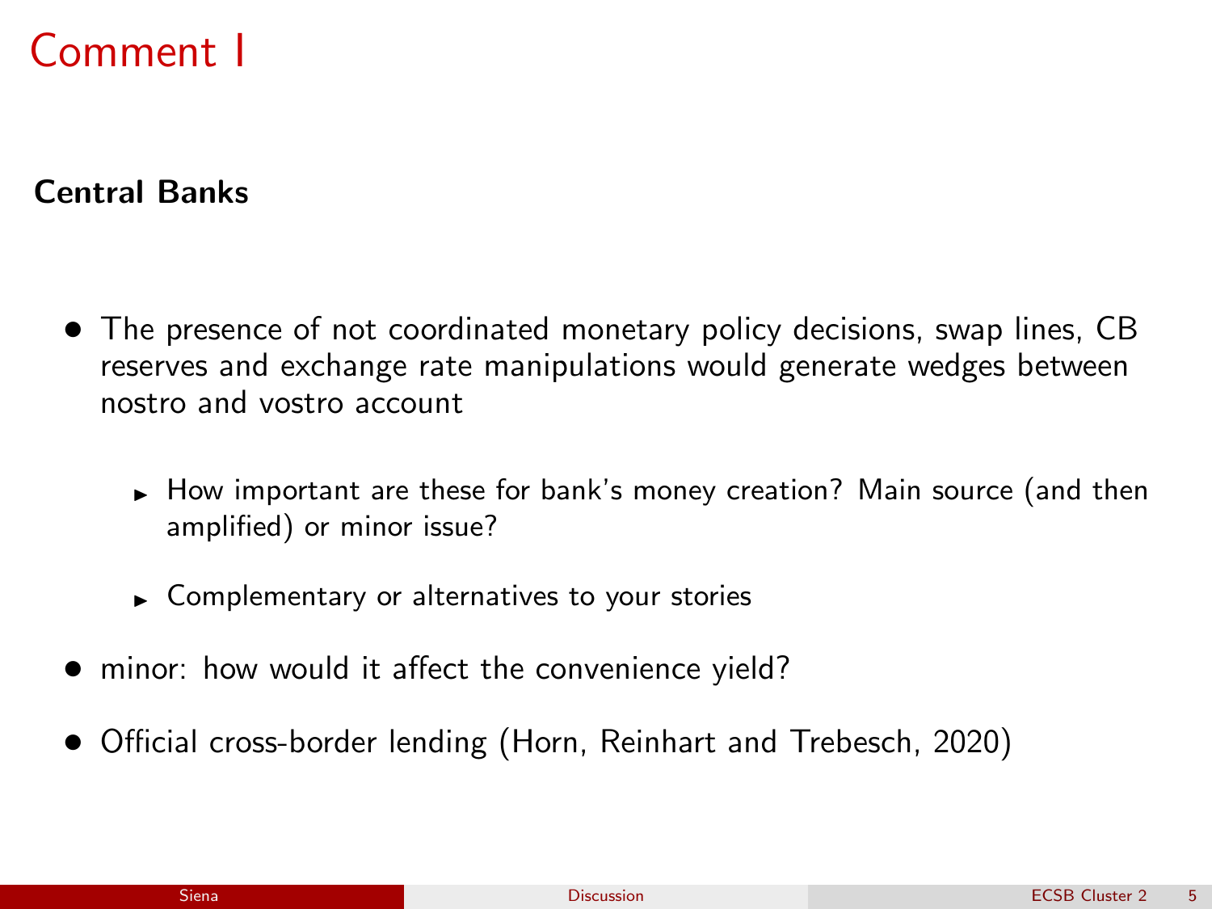# Comment I

**Central Banks**

- The presence of not coordinated monetary policy decisions, swap lines, CB reserves and exchange rate manipulations would generate wedges between nostro and vostro account
  - How important are these for bank's money creation? Main source (and then amplified) or minor issue?
  - Complementary or alternatives to your stories
- minor: how would it affect the convenience yield?
- Official cross-border lending (Horn, Reinhart and Trebesch, 2020)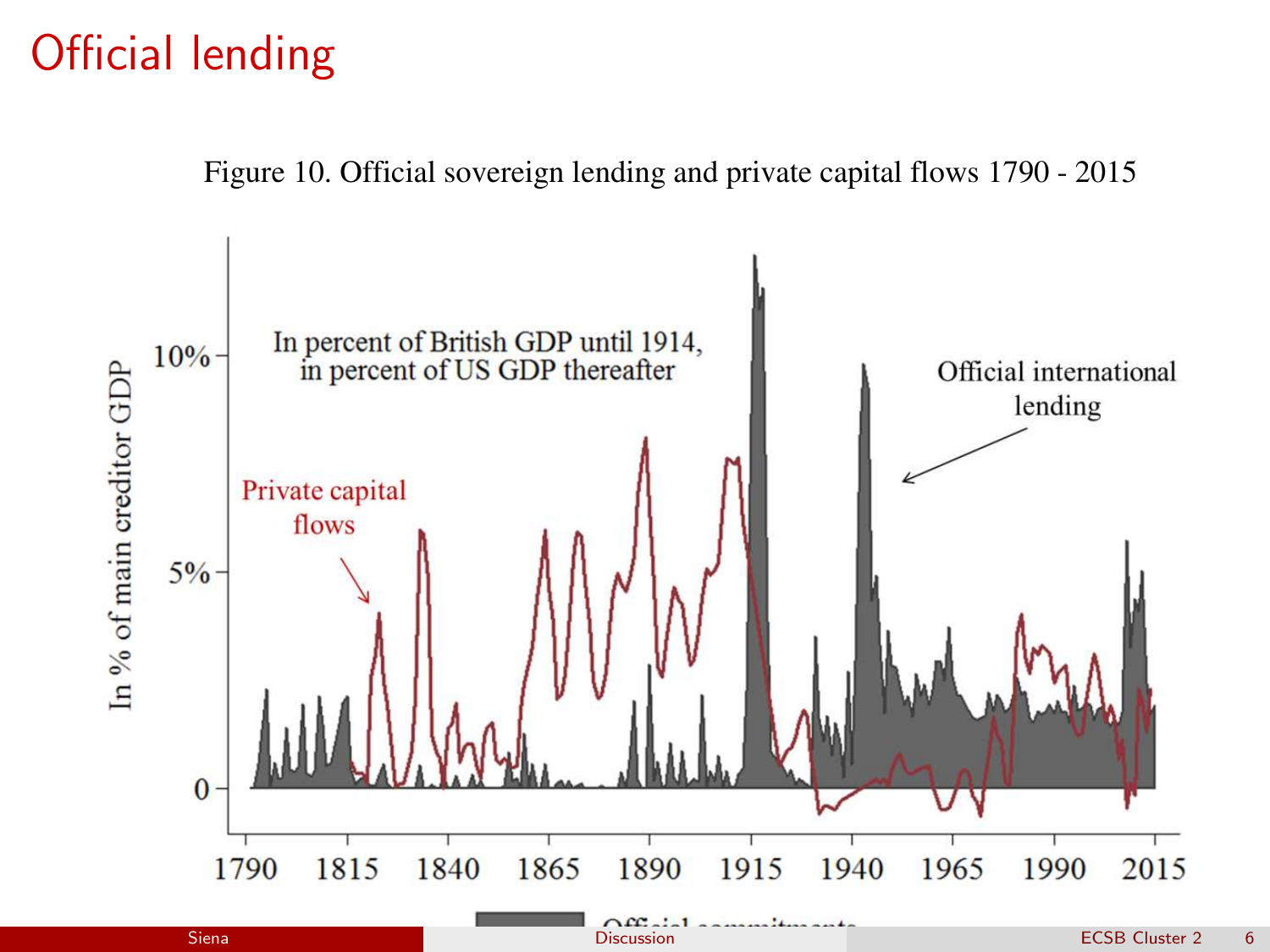# Official lending

Figure 10. Official sovereign lending and private capital flows 1790 - 2015

In % of main creditor GDP

In percent of British GDP until 1914, in percent of US GDP thereafter

Private capital flows

Official international lending

10%
5%
0

1790 1815 1840 1865 1890 1915 1940 1965 1990 2015

Official commitments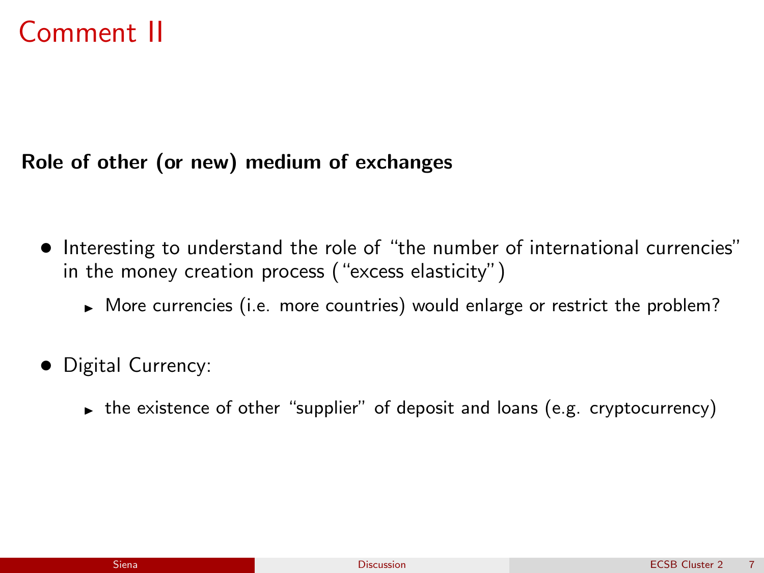# Comment II

**Role of other (or new) medium of exchanges**

- Interesting to understand the role of "the number of international currencies" in the money creation process ("excess elasticity")
  - More currencies (i.e. more countries) would enlarge or restrict the problem?
- Digital Currency:
  - the existence of other "supplier" of deposit and loans (e.g. cryptocurrency)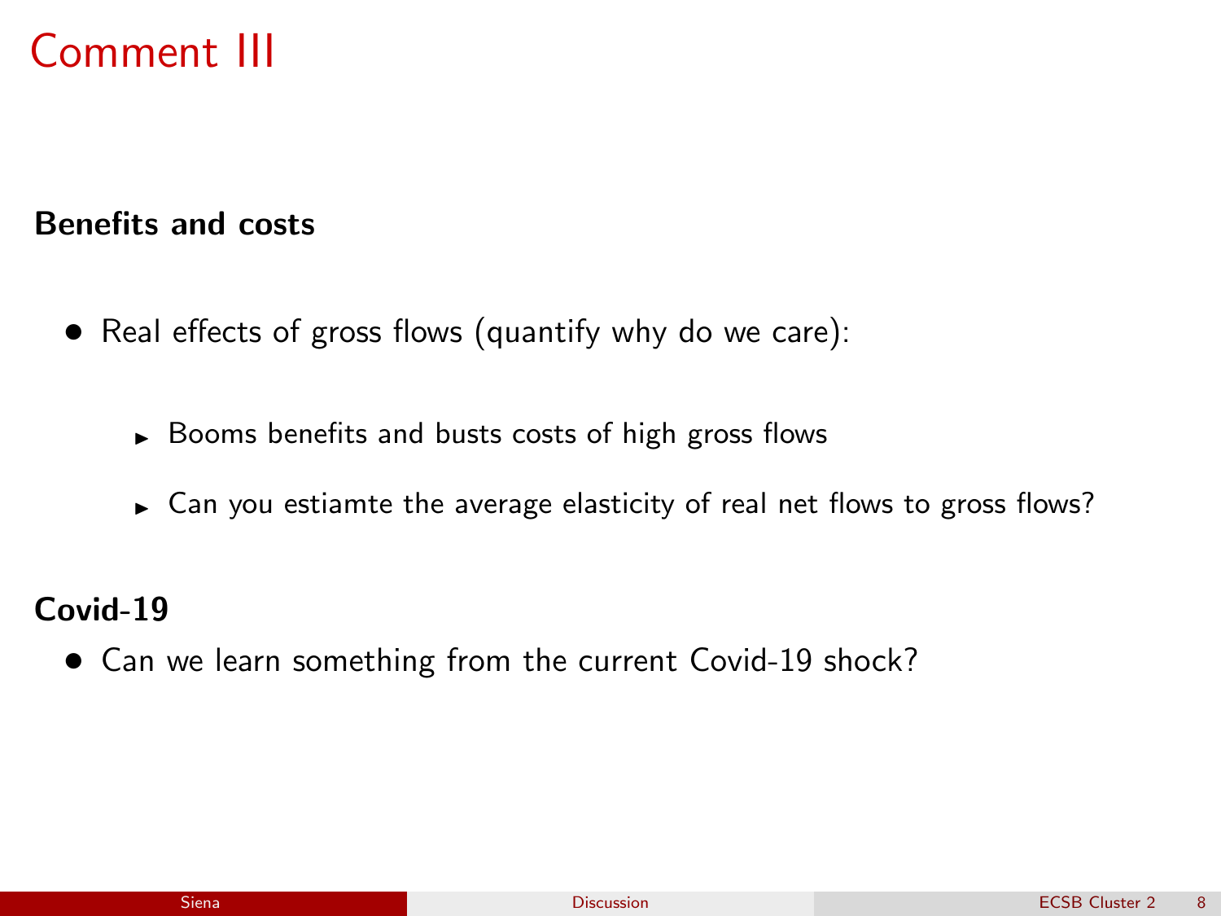# Comment III

**Benefits and costs**

- Real effects of gross flows (quantify why do we care):
  - Booms benefits and busts costs of high gross flows
  - Can you estiamte the average elasticity of real net flows to gross flows?

**Covid-19**

- Can we learn something from the current Covid-19 shock?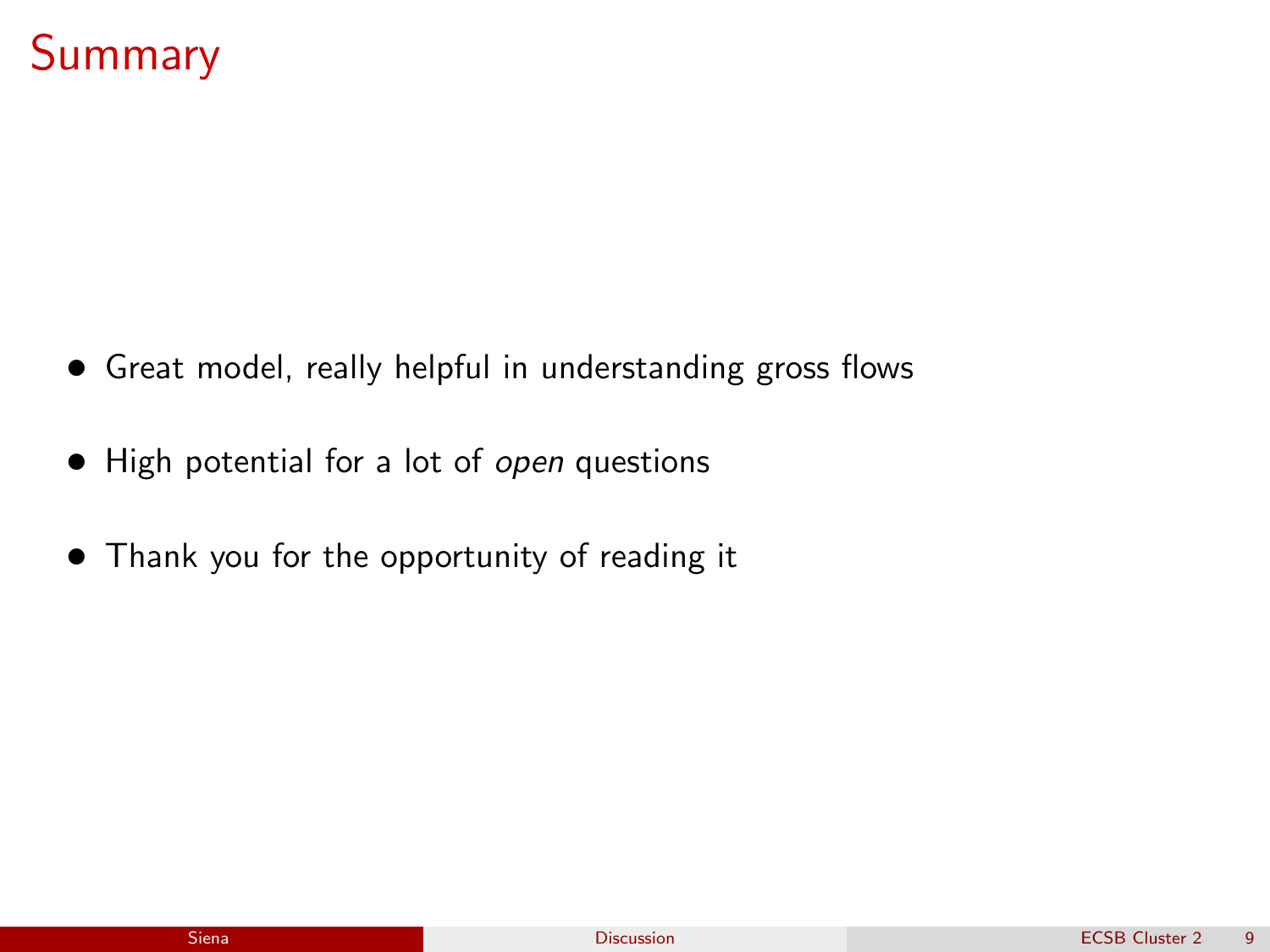# Summary

- Great model, really helpful in understanding gross flows
- High potential for a lot of *open* questions
- Thank you for the opportunity of reading it